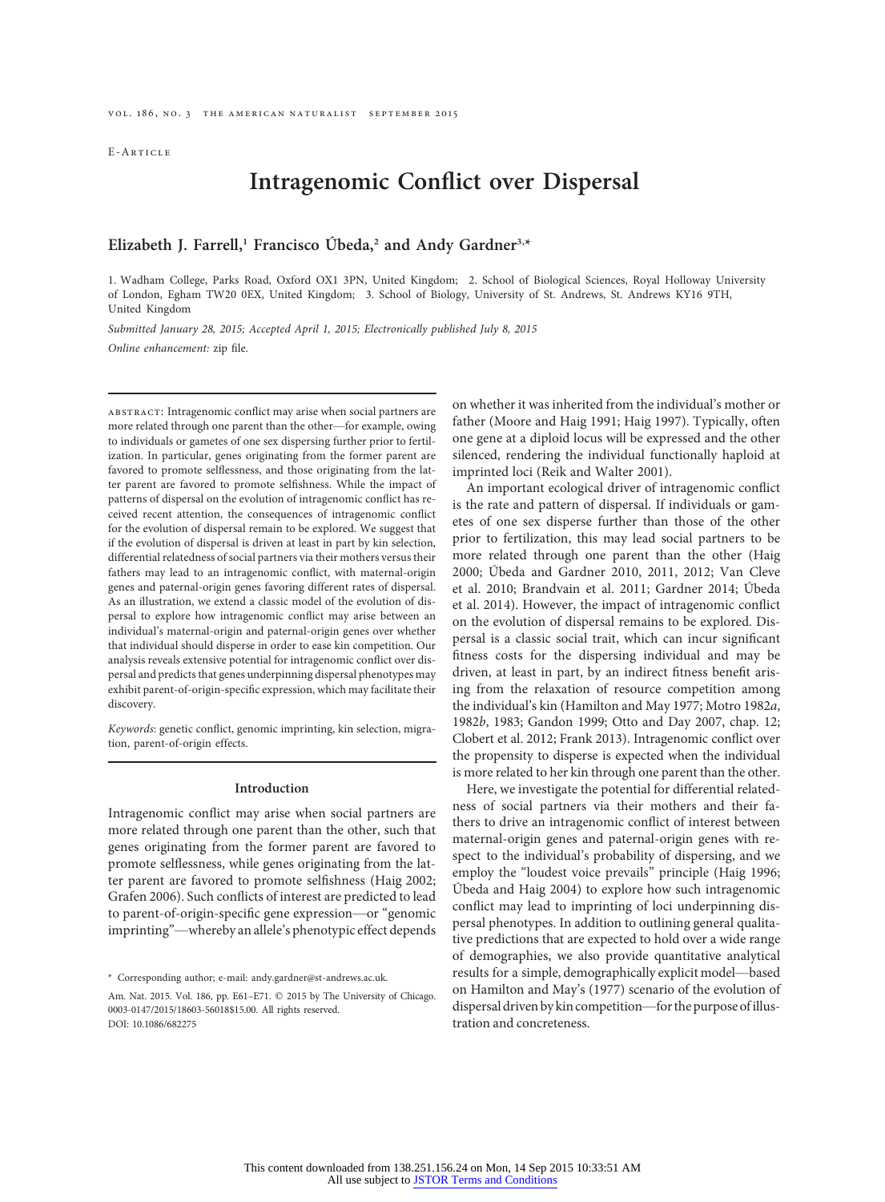E-Article

# Intragenomic Conflict over Dispersal

## Elizabeth J. Farrell,[1] Francisco Úbeda,[2] and Andy Gardner[3,*]

1. Wadham College, Parks Road, Oxford OX1 3PN, United Kingdom; 2. School of Biological Sciences, Royal Holloway University of London, Egham TW20 0EX, United Kingdom; 3. School of Biology, University of St. Andrews, St. Andrews KY16 9TH, United Kingdom

*Submitted January 28, 2015; Accepted April 1, 2015; Electronically published July 8, 2015*

*Online enhancement:* zip file.

abstract: Intragenomic conflict may arise when social partners are more related through one parent than the other—for example, owing to individuals or gametes of one sex dispersing further prior to fertilization. In particular, genes originating from the former parent are favored to promote selflessness, and those originating from the latter parent are favored to promote selfishness. While the impact of patterns of dispersal on the evolution of intragenomic conflict has received recent attention, the consequences of intragenomic conflict for the evolution of dispersal remain to be explored. We suggest that if the evolution of dispersal is driven at least in part by kin selection, differential relatedness of social partners via their mothers versus their fathers may lead to an intragenomic conflict, with maternal-origin genes and paternal-origin genes favoring different rates of dispersal. As an illustration, we extend a classic model of the evolution of dispersal to explore how intragenomic conflict may arise between an individual's maternal-origin and paternal-origin genes over whether that individual should disperse in order to ease kin competition. Our analysis reveals extensive potential for intragenomic conflict over dispersal and predicts that genes underpinning dispersal phenotypes may exhibit parent-of-origin-specific expression, which may facilitate their discovery.

*Keywords*: genetic conflict, genomic imprinting, kin selection, migration, parent-of-origin effects.

### Introduction

Intragenomic conflict may arise when social partners are more related through one parent than the other, such that genes originating from the former parent are favored to promote selflessness, while genes originating from the latter parent are favored to promote selfishness (Haig 2002; Grafen 2006). Such conflicts of interest are predicted to lead to parent-of-origin-specific gene expression—or "genomic imprinting"—whereby an allele's phenotypic effect depends on whether it was inherited from the individual's mother or father (Moore and Haig 1991; Haig 1997). Typically, often one gene at a diploid locus will be expressed and the other silenced, rendering the individual functionally haploid at imprinted loci (Reik and Walter 2001).

An important ecological driver of intragenomic conflict is the rate and pattern of dispersal. If individuals or gametes of one sex disperse further than those of the other prior to fertilization, this may lead social partners to be more related through one parent than the other (Haig 2000; Úbeda and Gardner 2010, 2011, 2012; Van Cleve et al. 2010; Brandvain et al. 2011; Gardner 2014; Úbeda et al. 2014). However, the impact of intragenomic conflict on the evolution of dispersal remains to be explored. Dispersal is a classic social trait, which can incur significant fitness costs for the dispersing individual and may be driven, at least in part, by an indirect fitness benefit arising from the relaxation of resource competition among the individual's kin (Hamilton and May 1977; Motro 1982*a*, 1982*b*, 1983; Gandon 1999; Otto and Day 2007, chap. 12; Clobert et al. 2012; Frank 2013). Intragenomic conflict over the propensity to disperse is expected when the individual is more related to her kin through one parent than the other.

Here, we investigate the potential for differential relatedness of social partners via their mothers and their fathers to drive an intragenomic conflict of interest between maternal-origin genes and paternal-origin genes with respect to the individual's probability of dispersing, and we employ the "loudest voice prevails" principle (Haig 1996; Úbeda and Haig 2004) to explore how such intragenomic conflict may lead to imprinting of loci underpinning dispersal phenotypes. In addition to outlining general qualitative predictions that are expected to hold over a wide range of demographies, we also provide quantitative analytical results for a simple, demographically explicit model—based on Hamilton and May's (1977) scenario of the evolution of dispersal driven by kin competition—for the purpose of illustration and concreteness.

\* Corresponding author; e-mail: andy.gardner@st-andrews.ac.uk.

Am. Nat. 2015. Vol. 186, pp. E61–E71. © 2015 by The University of Chicago. 0003-0147/2015/18603-56018$15.00. All rights reserved.
DOI: 10.1086/682275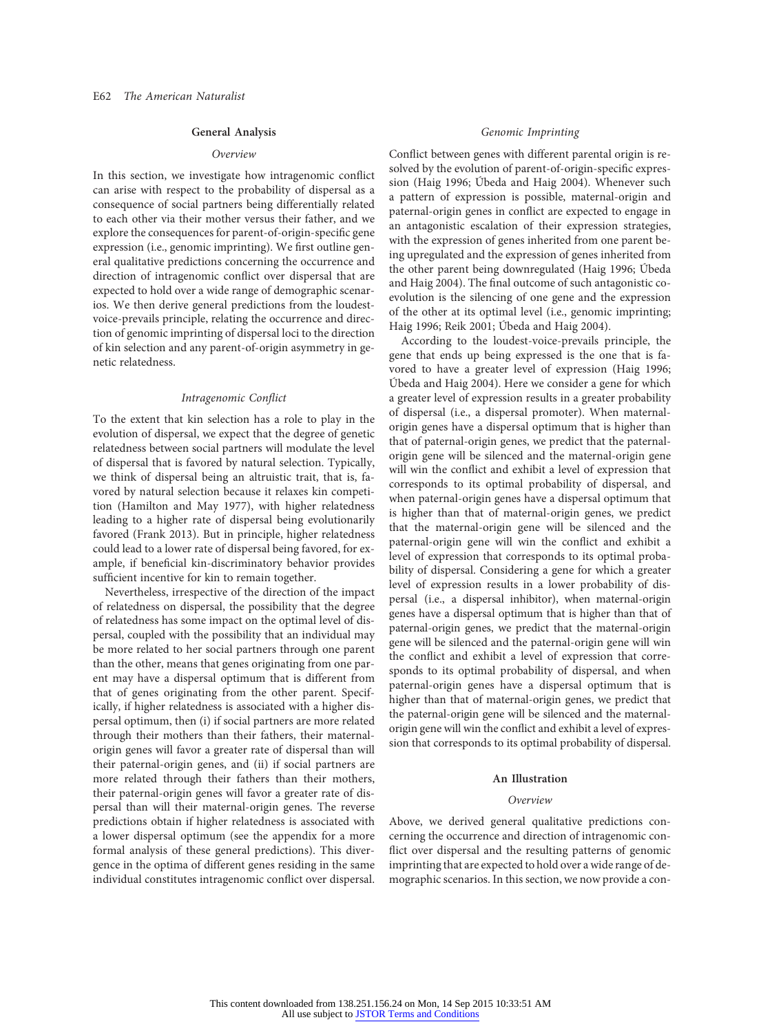## General Analysis

### Overview

In this section, we investigate how intragenomic conflict can arise with respect to the probability of dispersal as a consequence of social partners being differentially related to each other via their mother versus their father, and we explore the consequences for parent-of-origin-specific gene expression (i.e., genomic imprinting). We first outline general qualitative predictions concerning the occurrence and direction of intragenomic conflict over dispersal that are expected to hold over a wide range of demographic scenarios. We then derive general predictions from the loudest-voice-prevails principle, relating the occurrence and direction of genomic imprinting of dispersal loci to the direction of kin selection and any parent-of-origin asymmetry in genetic relatedness.

### Intragenomic Conflict

To the extent that kin selection has a role to play in the evolution of dispersal, we expect that the degree of genetic relatedness between social partners will modulate the level of dispersal that is favored by natural selection. Typically, we think of dispersal being an altruistic trait, that is, favored by natural selection because it relaxes kin competition (Hamilton and May 1977), with higher relatedness leading to a higher rate of dispersal being evolutionarily favored (Frank 2013). But in principle, higher relatedness could lead to a lower rate of dispersal being favored, for example, if beneficial kin-discriminatory behavior provides sufficient incentive for kin to remain together.

Nevertheless, irrespective of the direction of the impact of relatedness on dispersal, the possibility that the degree of relatedness has some impact on the optimal level of dispersal, coupled with the possibility that an individual may be more related to her social partners through one parent than the other, means that genes originating from one parent may have a dispersal optimum that is different from that of genes originating from the other parent. Specifically, if higher relatedness is associated with a higher dispersal optimum, then (i) if social partners are more related through their mothers than their fathers, their maternal-origin genes will favor a greater rate of dispersal than will their paternal-origin genes, and (ii) if social partners are more related through their fathers than their mothers, their paternal-origin genes will favor a greater rate of dispersal than will their maternal-origin genes. The reverse predictions obtain if higher relatedness is associated with a lower dispersal optimum (see the appendix for a more formal analysis of these general predictions). This divergence in the optima of different genes residing in the same individual constitutes intragenomic conflict over dispersal.

### Genomic Imprinting

Conflict between genes with different parental origin is resolved by the evolution of parent-of-origin-specific expression (Haig 1996; Úbeda and Haig 2004). Whenever such a pattern of expression is possible, maternal-origin and paternal-origin genes in conflict are expected to engage in an antagonistic escalation of their expression strategies, with the expression of genes inherited from one parent being upregulated and the expression of genes inherited from the other parent being downregulated (Haig 1996; Úbeda and Haig 2004). The final outcome of such antagonistic coevolution is the silencing of one gene and the expression of the other at its optimal level (i.e., genomic imprinting; Haig 1996; Reik 2001; Úbeda and Haig 2004).

According to the loudest-voice-prevails principle, the gene that ends up being expressed is the one that is favored to have a greater level of expression (Haig 1996; Úbeda and Haig 2004). Here we consider a gene for which a greater level of expression results in a greater probability of dispersal (i.e., a dispersal promoter). When maternal-origin genes have a dispersal optimum that is higher than that of paternal-origin genes, we predict that the paternal-origin gene will be silenced and the maternal-origin gene will win the conflict and exhibit a level of expression that corresponds to its optimal probability of dispersal, and when paternal-origin genes have a dispersal optimum that is higher than that of maternal-origin genes, we predict that the maternal-origin gene will be silenced and the paternal-origin gene will win the conflict and exhibit a level of expression that corresponds to its optimal probability of dispersal. Considering a gene for which a greater level of expression results in a lower probability of dispersal (i.e., a dispersal inhibitor), when maternal-origin genes have a dispersal optimum that is higher than that of paternal-origin genes, we predict that the maternal-origin gene will be silenced and the paternal-origin gene will win the conflict and exhibit a level of expression that corresponds to its optimal probability of dispersal, and when paternal-origin genes have a dispersal optimum that is higher than that of maternal-origin genes, we predict that the paternal-origin gene will be silenced and the maternal-origin gene will win the conflict and exhibit a level of expression that corresponds to its optimal probability of dispersal.

## An Illustration

### Overview

Above, we derived general qualitative predictions concerning the occurrence and direction of intragenomic conflict over dispersal and the resulting patterns of genomic imprinting that are expected to hold over a wide range of demographic scenarios. In this section, we now provide a con-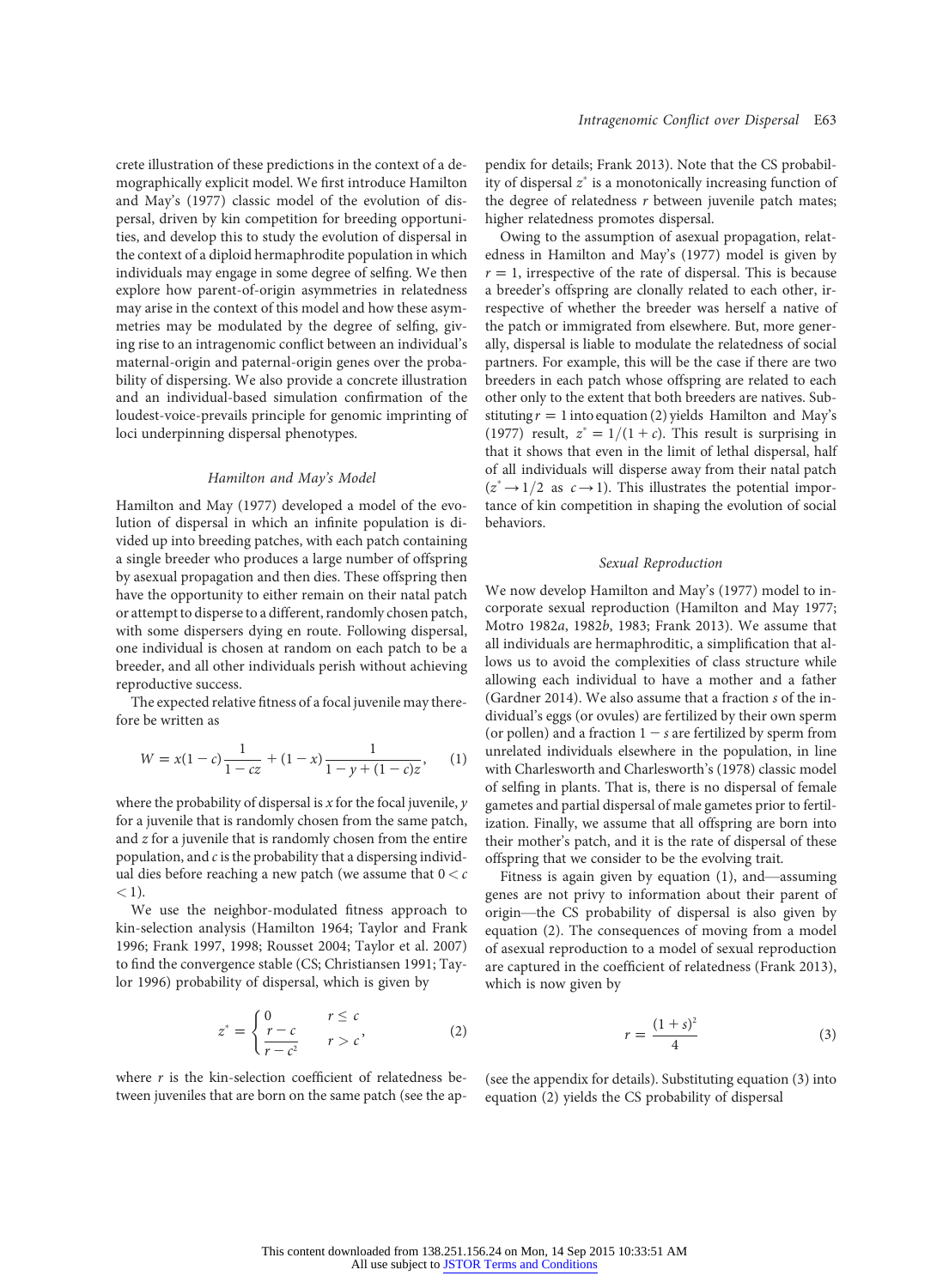crete illustration of these predictions in the context of a demographically explicit model. We first introduce Hamilton and May's (1977) classic model of the evolution of dispersal, driven by kin competition for breeding opportunities, and develop this to study the evolution of dispersal in the context of a diploid hermaphrodite population in which individuals may engage in some degree of selfing. We then explore how parent-of-origin asymmetries in relatedness may arise in the context of this model and how these asymmetries may be modulated by the degree of selfing, giving rise to an intragenomic conflict between an individual's maternal-origin and paternal-origin genes over the probability of dispersing. We also provide a concrete illustration and an individual-based simulation confirmation of the loudest-voice-prevails principle for genomic imprinting of loci underpinning dispersal phenotypes.

### *Hamilton and May's Model*

Hamilton and May (1977) developed a model of the evolution of dispersal in which an infinite population is divided up into breeding patches, with each patch containing a single breeder who produces a large number of offspring by asexual propagation and then dies. These offspring then have the opportunity to either remain on their natal patch or attempt to disperse to a different, randomly chosen patch, with some dispersers dying en route. Following dispersal, one individual is chosen at random on each patch to be a breeder, and all other individuals perish without achieving reproductive success.

The expected relative fitness of a focal juvenile may therefore be written as

$$W = x(1-c)\frac{1}{1-cz} + (1-x)\frac{1}{1-y+(1-c)z}, \qquad (1)$$

where the probability of dispersal is $x$ for the focal juvenile, $y$ for a juvenile that is randomly chosen from the same patch, and $z$ for a juvenile that is randomly chosen from the entire population, and $c$ is the probability that a dispersing individual dies before reaching a new patch (we assume that $0 < c < 1$).

We use the neighbor-modulated fitness approach to kin-selection analysis (Hamilton 1964; Taylor and Frank 1996; Frank 1997, 1998; Rousset 2004; Taylor et al. 2007) to find the convergence stable (CS; Christiansen 1991; Taylor 1996) probability of dispersal, which is given by

$$z^* = \begin{cases} 0 & r \le c \\ \dfrac{r-c}{r-c^2} & r > c \end{cases}, \qquad (2)$$

where $r$ is the kin-selection coefficient of relatedness between juveniles that are born on the same patch (see the appendix for details; Frank 2013). Note that the CS probability of dispersal $z^*$ is a monotonically increasing function of the degree of relatedness $r$ between juvenile patch mates; higher relatedness promotes dispersal.

Owing to the assumption of asexual propagation, relatedness in Hamilton and May's (1977) model is given by $r = 1$, irrespective of the rate of dispersal. This is because a breeder's offspring are clonally related to each other, irrespective of whether the breeder was herself a native of the patch or immigrated from elsewhere. But, more generally, dispersal is liable to modulate the relatedness of social partners. For example, this will be the case if there are two breeders in each patch whose offspring are related to each other only to the extent that both breeders are natives. Substituting $r = 1$ into equation (2) yields Hamilton and May's (1977) result, $z^* = 1/(1+c)$. This result is surprising in that it shows that even in the limit of lethal dispersal, half of all individuals will disperse away from their natal patch ($z^* \to 1/2$ as $c \to 1$). This illustrates the potential importance of kin competition in shaping the evolution of social behaviors.

### *Sexual Reproduction*

We now develop Hamilton and May's (1977) model to incorporate sexual reproduction (Hamilton and May 1977; Motro 1982*a*, 1982*b*, 1983; Frank 2013). We assume that all individuals are hermaphroditic, a simplification that allows us to avoid the complexities of class structure while allowing each individual to have a mother and a father (Gardner 2014). We also assume that a fraction $s$ of the individual's eggs (or ovules) are fertilized by their own sperm (or pollen) and a fraction $1 - s$ are fertilized by sperm from unrelated individuals elsewhere in the population, in line with Charlesworth and Charlesworth's (1978) classic model of selfing in plants. That is, there is no dispersal of female gametes and partial dispersal of male gametes prior to fertilization. Finally, we assume that all offspring are born into their mother's patch, and it is the rate of dispersal of these offspring that we consider to be the evolving trait.

Fitness is again given by equation (1), and—assuming genes are not privy to information about their parent of origin—the CS probability of dispersal is also given by equation (2). The consequences of moving from a model of asexual reproduction to a model of sexual reproduction are captured in the coefficient of relatedness (Frank 2013), which is now given by

$$r = \frac{(1+s)^2}{4} \qquad (3)$$

(see the appendix for details). Substituting equation (3) into equation (2) yields the CS probability of dispersal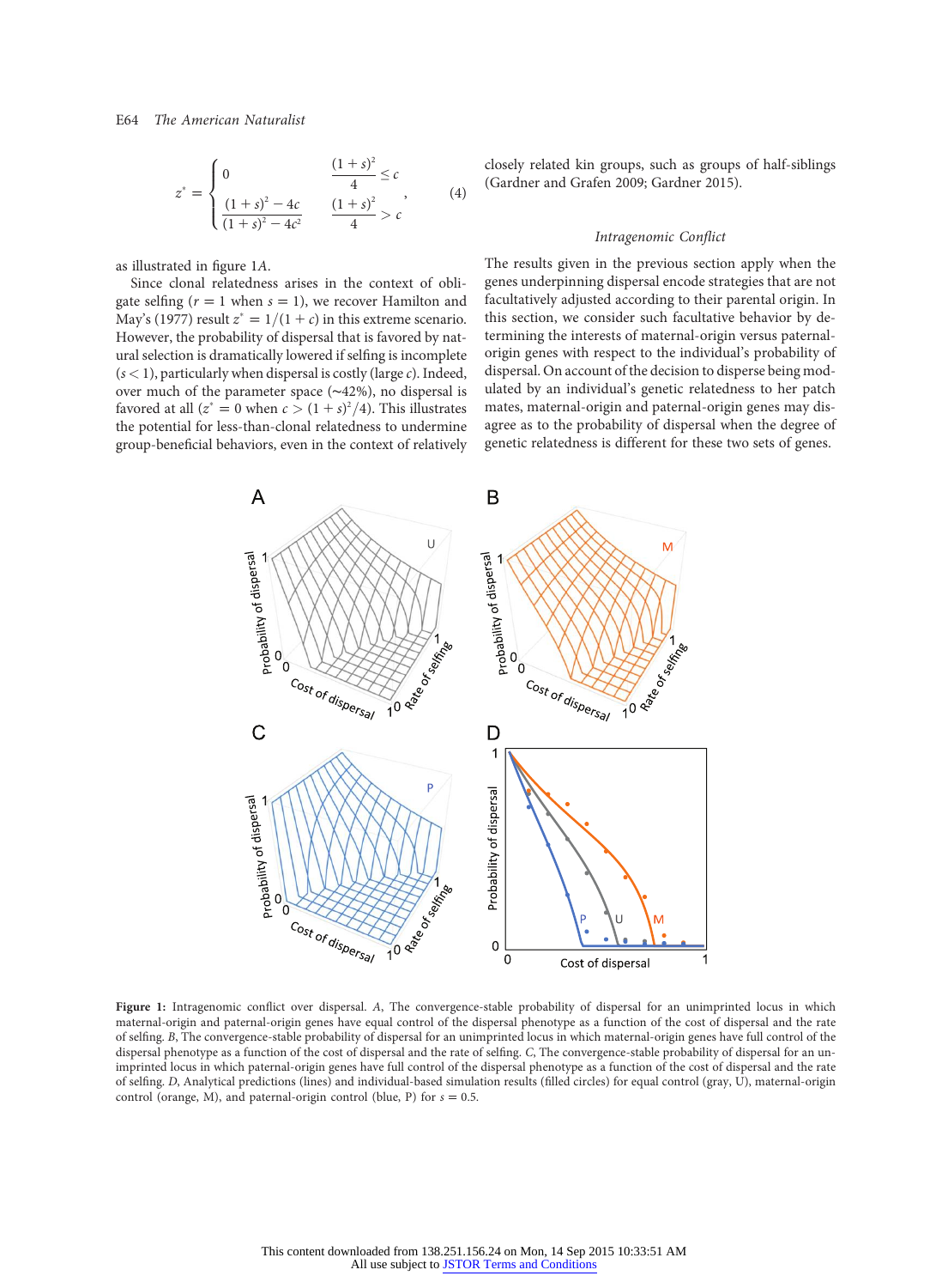$$z^* = \begin{cases} 0 & \dfrac{(1+s)^2}{4} \le c \\ \dfrac{(1+s)^2 - 4c}{(1+s)^2 - 4c^2} & \dfrac{(1+s)^2}{4} > c \end{cases}, \tag{4}$$

as illustrated in figure 1*A*.

Since clonal relatedness arises in the context of obligate selfing ($r = 1$ when $s = 1$), we recover Hamilton and May's (1977) result $z^* = 1/(1 + c)$ in this extreme scenario. However, the probability of dispersal that is favored by natural selection is dramatically lowered if selfing is incomplete ($s < 1$), particularly when dispersal is costly (large $c$). Indeed, over much of the parameter space (~42%), no dispersal is favored at all ($z^* = 0$ when $c > (1 + s)^2/4$). This illustrates the potential for less-than-clonal relatedness to undermine group-beneficial behaviors, even in the context of relatively closely related kin groups, such as groups of half-siblings (Gardner and Grafen 2009; Gardner 2015).

### *Intragenomic Conflict*

The results given in the previous section apply when the genes underpinning dispersal encode strategies that are not facultatively adjusted according to their parental origin. In this section, we consider such facultative behavior by determining the interests of maternal-origin versus paternal-origin genes with respect to the individual's probability of dispersal. On account of the decision to disperse being modulated by an individual's genetic relatedness to her patch mates, maternal-origin and paternal-origin genes may disagree as to the probability of dispersal when the degree of genetic relatedness is different for these two sets of genes.

**Figure 1:** Intragenomic conflict over dispersal. *A*, The convergence-stable probability of dispersal for an unimprinted locus in which maternal-origin and paternal-origin genes have equal control of the dispersal phenotype as a function of the cost of dispersal and the rate of selfing. *B*, The convergence-stable probability of dispersal for an unimprinted locus in which maternal-origin genes have full control of the dispersal phenotype as a function of the cost of dispersal and the rate of selfing. *C*, The convergence-stable probability of dispersal for an unimprinted locus in which paternal-origin genes have full control of the dispersal phenotype as a function of the cost of dispersal and the rate of selfing. *D*, Analytical predictions (lines) and individual-based simulation results (filled circles) for equal control (gray, U), maternal-origin control (orange, M), and paternal-origin control (blue, P) for $s = 0.5$.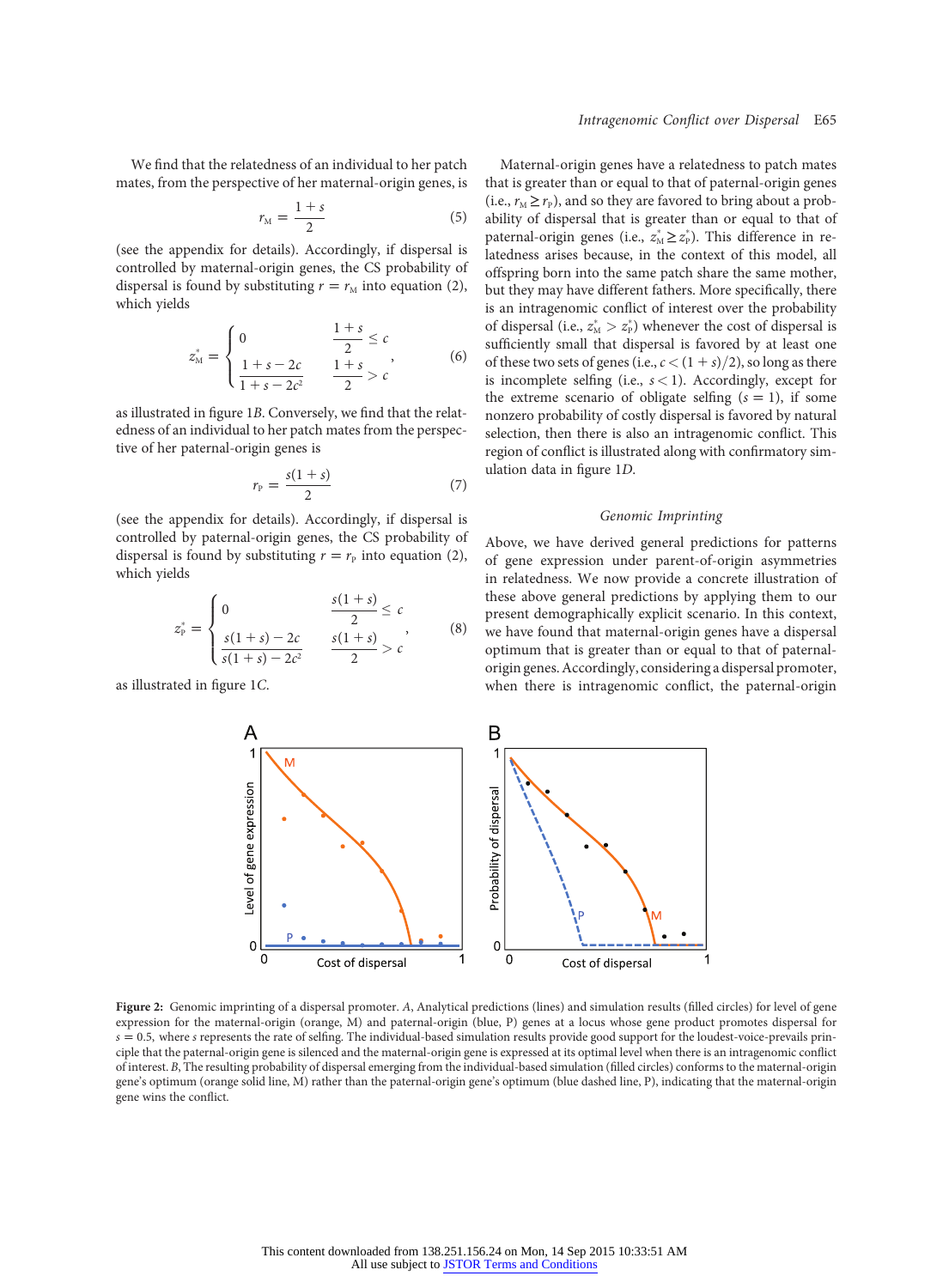We find that the relatedness of an individual to her patch mates, from the perspective of her maternal-origin genes, is

$$r_M = \frac{1+s}{2} \tag{5}$$

(see the appendix for details). Accordingly, if dispersal is controlled by maternal-origin genes, the CS probability of dispersal is found by substituting $r = r_M$ into equation (2), which yields

$$z_M^* = \begin{cases} 0 & \frac{1+s}{2} \le c \\ \frac{1+s-2c}{1+s-2c^2} & \frac{1+s}{2} > c \end{cases}, \tag{6}$$

as illustrated in figure 1*B*. Conversely, we find that the relatedness of an individual to her patch mates from the perspective of her paternal-origin genes is

$$r_P = \frac{s(1+s)}{2} \tag{7}$$

(see the appendix for details). Accordingly, if dispersal is controlled by paternal-origin genes, the CS probability of dispersal is found by substituting $r = r_P$ into equation (2), which yields

$$z_P^* = \begin{cases} 0 & \frac{s(1+s)}{2} \le c \\ \frac{s(1+s)-2c}{s(1+s)-2c^2} & \frac{s(1+s)}{2} > c \end{cases}, \tag{8}$$

as illustrated in figure 1*C*.

Maternal-origin genes have a relatedness to patch mates that is greater than or equal to that of paternal-origin genes (i.e., $r_M \ge r_P$), and so they are favored to bring about a probability of dispersal that is greater than or equal to that of paternal-origin genes (i.e., $z_M^* \ge z_P^*$). This difference in relatedness arises because, in the context of this model, all offspring born into the same patch share the same mother, but they may have different fathers. More specifically, there is an intragenomic conflict of interest over the probability of dispersal (i.e., $z_M^* > z_P^*$) whenever the cost of dispersal is sufficiently small that dispersal is favored by at least one of these two sets of genes (i.e., $c < (1+s)/2$), so long as there is incomplete selfing (i.e., $s < 1$). Accordingly, except for the extreme scenario of obligate selfing ($s = 1$), if some nonzero probability of costly dispersal is favored by natural selection, then there is also an intragenomic conflict. This region of conflict is illustrated along with confirmatory simulation data in figure 1*D*.

### Genomic Imprinting

Above, we have derived general predictions for patterns of gene expression under parent-of-origin asymmetries in relatedness. We now provide a concrete illustration of these above general predictions by applying them to our present demographically explicit scenario. In this context, we have found that maternal-origin genes have a dispersal optimum that is greater than or equal to that of paternal-origin genes. Accordingly, considering a dispersal promoter, when there is intragenomic conflict, the paternal-origin

**Figure 2:** Genomic imprinting of a dispersal promoter. *A*, Analytical predictions (lines) and simulation results (filled circles) for level of gene expression for the maternal-origin (orange, M) and paternal-origin (blue, P) genes at a locus whose gene product promotes dispersal for $s = 0.5$, where $s$ represents the rate of selfing. The individual-based simulation results provide good support for the loudest-voice-prevails principle that the paternal-origin gene is silenced and the maternal-origin gene is expressed at its optimal level when there is an intragenomic conflict of interest. *B*, The resulting probability of dispersal emerging from the individual-based simulation (filled circles) conforms to the maternal-origin gene's optimum (orange solid line, M) rather than the paternal-origin gene's optimum (blue dashed line, P), indicating that the maternal-origin gene wins the conflict.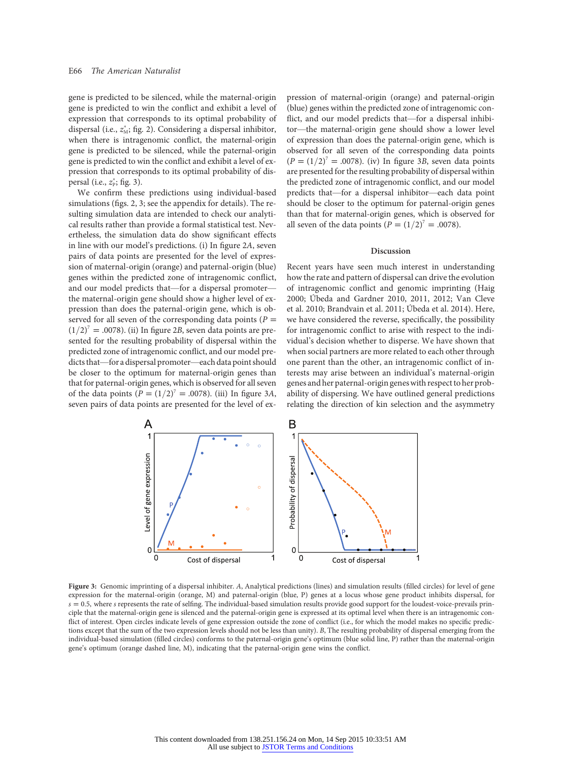gene is predicted to be silenced, while the maternal-origin gene is predicted to win the conflict and exhibit a level of expression that corresponds to its optimal probability of dispersal (i.e., $z_M^*$; fig. 2). Considering a dispersal inhibitor, when there is intragenomic conflict, the maternal-origin gene is predicted to be silenced, while the paternal-origin gene is predicted to win the conflict and exhibit a level of expression that corresponds to its optimal probability of dispersal (i.e., $z_P^*$; fig. 3).

We confirm these predictions using individual-based simulations (figs. 2, 3; see the appendix for details). The resulting simulation data are intended to check our analytical results rather than provide a formal statistical test. Nevertheless, the simulation data do show significant effects in line with our model's predictions. (i) In figure 2*A*, seven pairs of data points are presented for the level of expression of maternal-origin (orange) and paternal-origin (blue) genes within the predicted zone of intragenomic conflict, and our model predicts that—for a dispersal promoter—the maternal-origin gene should show a higher level of expression than does the paternal-origin gene, which is observed for all seven of the corresponding data points ($P = (1/2)^7 = .0078$). (ii) In figure 2*B*, seven data points are presented for the resulting probability of dispersal within the predicted zone of intragenomic conflict, and our model predicts that—for a dispersal promoter—each data point should be closer to the optimum for maternal-origin genes than that for paternal-origin genes, which is observed for all seven of the data points ($P = (1/2)^7 = .0078$). (iii) In figure 3*A*, seven pairs of data points are presented for the level of expression of maternal-origin (orange) and paternal-origin (blue) genes within the predicted zone of intragenomic conflict, and our model predicts that—for a dispersal inhibitor—the maternal-origin gene should show a lower level of expression than does the paternal-origin gene, which is observed for all seven of the corresponding data points ($P = (1/2)^7 = .0078$). (iv) In figure 3*B*, seven data points are presented for the resulting probability of dispersal within the predicted zone of intragenomic conflict, and our model predicts that—for a dispersal inhibitor—each data point should be closer to the optimum for paternal-origin genes than that for maternal-origin genes, which is observed for all seven of the data points ($P = (1/2)^7 = .0078$).

## Discussion

Recent years have seen much interest in understanding how the rate and pattern of dispersal can drive the evolution of intragenomic conflict and genomic imprinting (Haig 2000; Úbeda and Gardner 2010, 2011, 2012; Van Cleve et al. 2010; Brandvain et al. 2011; Úbeda et al. 2014). Here, we have considered the reverse, specifically, the possibility for intragenomic conflict to arise with respect to the individual's decision whether to disperse. We have shown that when social partners are more related to each other through one parent than the other, an intragenomic conflict of interests may arise between an individual's maternal-origin genes and her paternal-origin genes with respect to her probability of dispersing. We have outlined general predictions relating the direction of kin selection and the asymmetry

**Figure 3:** Genomic imprinting of a dispersal inhibiter. *A*, Analytical predictions (lines) and simulation results (filled circles) for level of gene expression for the maternal-origin (orange, M) and paternal-origin (blue, P) genes at a locus whose gene product inhibits dispersal, for $s = 0.5$, where $s$ represents the rate of selfing. The individual-based simulation results provide good support for the loudest-voice-prevails principle that the maternal-origin gene is silenced and the paternal-origin gene is expressed at its optimal level when there is an intragenomic conflict of interest. Open circles indicate levels of gene expression outside the zone of conflict (i.e., for which the model makes no specific predictions except that the sum of the two expression levels should not be less than unity). *B*, The resulting probability of dispersal emerging from the individual-based simulation (filled circles) conforms to the paternal-origin gene's optimum (blue solid line, P) rather than the maternal-origin gene's optimum (orange dashed line, M), indicating that the paternal-origin gene wins the conflict.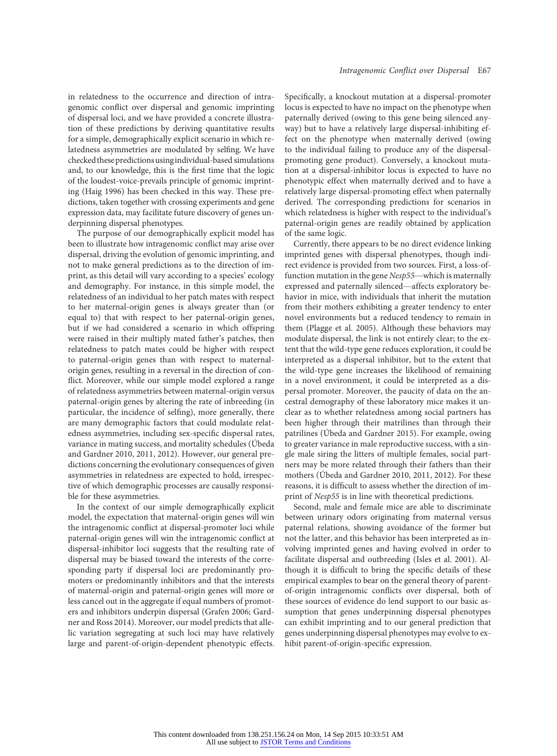in relatedness to the occurrence and direction of intragenomic conflict over dispersal and genomic imprinting of dispersal loci, and we have provided a concrete illustration of these predictions by deriving quantitative results for a simple, demographically explicit scenario in which relatedness asymmetries are modulated by selfing. We have checked these predictions using individual-based simulations and, to our knowledge, this is the first time that the logic of the loudest-voice-prevails principle of genomic imprinting (Haig 1996) has been checked in this way. These predictions, taken together with crossing experiments and gene expression data, may facilitate future discovery of genes underpinning dispersal phenotypes.

The purpose of our demographically explicit model has been to illustrate how intragenomic conflict may arise over dispersal, driving the evolution of genomic imprinting, and not to make general predictions as to the direction of imprint, as this detail will vary according to a species' ecology and demography. For instance, in this simple model, the relatedness of an individual to her patch mates with respect to her maternal-origin genes is always greater than (or equal to) that with respect to her paternal-origin genes, but if we had considered a scenario in which offspring were raised in their multiply mated father's patches, then relatedness to patch mates could be higher with respect to paternal-origin genes than with respect to maternal-origin genes, resulting in a reversal in the direction of conflict. Moreover, while our simple model explored a range of relatedness asymmetries between maternal-origin versus paternal-origin genes by altering the rate of inbreeding (in particular, the incidence of selfing), more generally, there are many demographic factors that could modulate relatedness asymmetries, including sex-specific dispersal rates, variance in mating success, and mortality schedules (Úbeda and Gardner 2010, 2011, 2012). However, our general predictions concerning the evolutionary consequences of given asymmetries in relatedness are expected to hold, irrespective of which demographic processes are causally responsible for these asymmetries.

In the context of our simple demographically explicit model, the expectation that maternal-origin genes will win the intragenomic conflict at dispersal-promoter loci while paternal-origin genes will win the intragenomic conflict at dispersal-inhibitor loci suggests that the resulting rate of dispersal may be biased toward the interests of the corresponding party if dispersal loci are predominantly promoters or predominantly inhibitors and that the interests of maternal-origin and paternal-origin genes will more or less cancel out in the aggregate if equal numbers of promoters and inhibitors underpin dispersal (Grafen 2006; Gardner and Ross 2014). Moreover, our model predicts that allelic variation segregating at such loci may have relatively large and parent-of-origin-dependent phenotypic effects. Specifically, a knockout mutation at a dispersal-promoter locus is expected to have no impact on the phenotype when paternally derived (owing to this gene being silenced anyway) but to have a relatively large dispersal-inhibiting effect on the phenotype when maternally derived (owing to the individual failing to produce any of the dispersal-promoting gene product). Conversely, a knockout mutation at a dispersal-inhibitor locus is expected to have no phenotypic effect when maternally derived and to have a relatively large dispersal-promoting effect when paternally derived. The corresponding predictions for scenarios in which relatedness is higher with respect to the individual's paternal-origin genes are readily obtained by application of the same logic.

Currently, there appears to be no direct evidence linking imprinted genes with dispersal phenotypes, though indirect evidence is provided from two sources. First, a loss-of-function mutation in the gene *Nesp55*—which is maternally expressed and paternally silenced—affects exploratory behavior in mice, with individuals that inherit the mutation from their mothers exhibiting a greater tendency to enter novel environments but a reduced tendency to remain in them (Plagge et al. 2005). Although these behaviors may modulate dispersal, the link is not entirely clear; to the extent that the wild-type gene reduces exploration, it could be interpreted as a dispersal inhibitor, but to the extent that the wild-type gene increases the likelihood of remaining in a novel environment, it could be interpreted as a dispersal promoter. Moreover, the paucity of data on the ancestral demography of these laboratory mice makes it unclear as to whether relatedness among social partners has been higher through their matrilines than through their patrilines (Úbeda and Gardner 2015). For example, owing to greater variance in male reproductive success, with a single male siring the litters of multiple females, social partners may be more related through their fathers than their mothers (Úbeda and Gardner 2010, 2011, 2012). For these reasons, it is difficult to assess whether the direction of imprint of *Nesp55* is in line with theoretical predictions.

Second, male and female mice are able to discriminate between urinary odors originating from maternal versus paternal relations, showing avoidance of the former but not the latter, and this behavior has been interpreted as involving imprinted genes and having evolved in order to facilitate dispersal and outbreeding (Isles et al. 2001). Although it is difficult to bring the specific details of these empirical examples to bear on the general theory of parent-of-origin intragenomic conflicts over dispersal, both of these sources of evidence do lend support to our basic assumption that genes underpinning dispersal phenotypes can exhibit imprinting and to our general prediction that genes underpinning dispersal phenotypes may evolve to exhibit parent-of-origin-specific expression.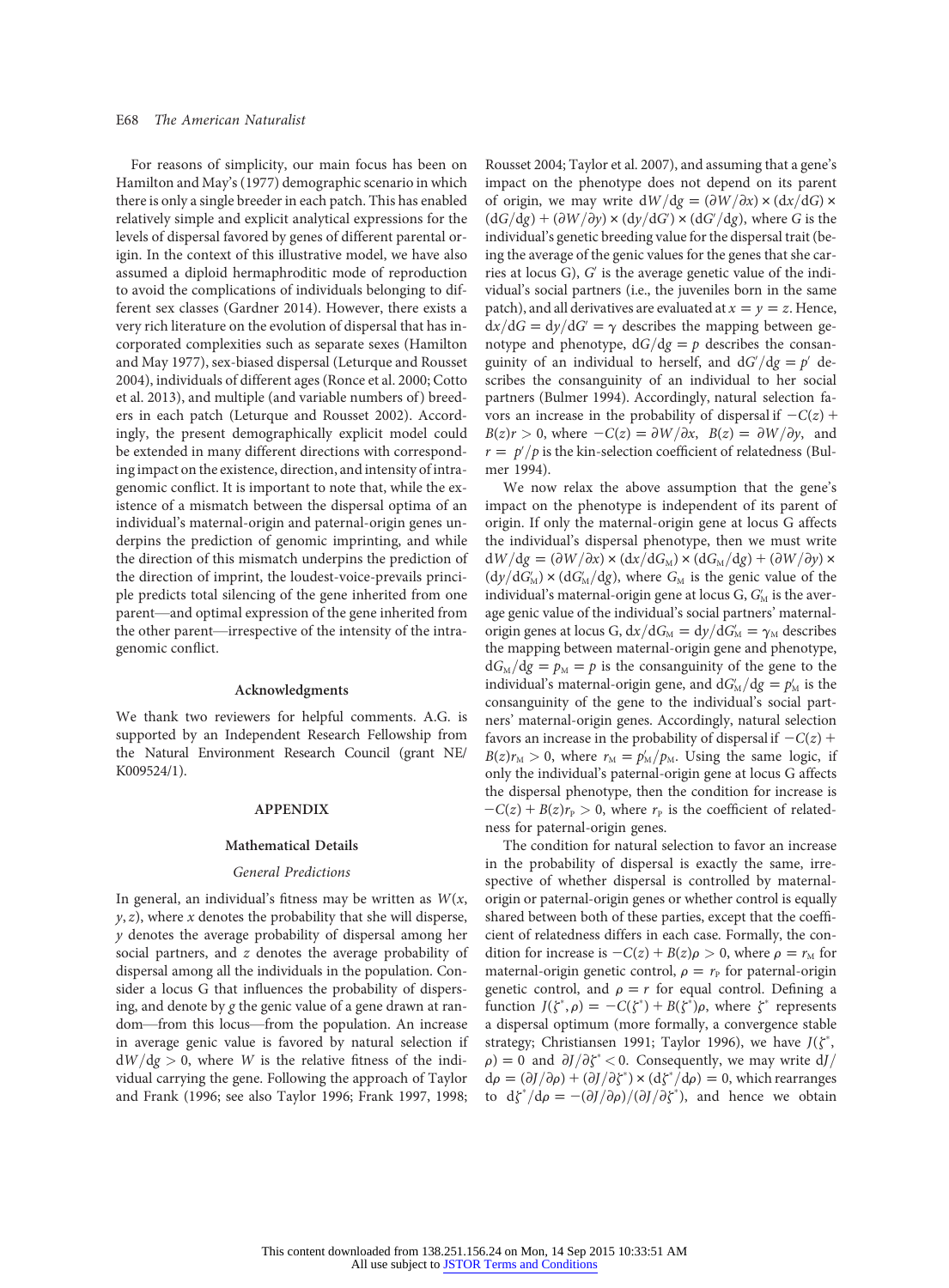For reasons of simplicity, our main focus has been on Hamilton and May's (1977) demographic scenario in which there is only a single breeder in each patch. This has enabled relatively simple and explicit analytical expressions for the levels of dispersal favored by genes of different parental origin. In the context of this illustrative model, we have also assumed a diploid hermaphroditic mode of reproduction to avoid the complications of individuals belonging to different sex classes (Gardner 2014). However, there exists a very rich literature on the evolution of dispersal that has incorporated complexities such as separate sexes (Hamilton and May 1977), sex-biased dispersal (Leturque and Rousset 2004), individuals of different ages (Ronce et al. 2000; Cotto et al. 2013), and multiple (and variable numbers of) breeders in each patch (Leturque and Rousset 2002). Accordingly, the present demographically explicit model could be extended in many different directions with corresponding impact on the existence, direction, and intensity of intragenomic conflict. It is important to note that, while the existence of a mismatch between the dispersal optima of an individual's maternal-origin and paternal-origin genes underpins the prediction of genomic imprinting, and while the direction of this mismatch underpins the prediction of the direction of imprint, the loudest-voice-prevails principle predicts total silencing of the gene inherited from one parent—and optimal expression of the gene inherited from the other parent—irrespective of the intensity of the intragenomic conflict.

### Acknowledgments

We thank two reviewers for helpful comments. A.G. is supported by an Independent Research Fellowship from the Natural Environment Research Council (grant NE/K009524/1).

## APPENDIX

### Mathematical Details

#### *General Predictions*

In general, an individual's fitness may be written as $W(x, y, z)$, where $x$ denotes the probability that she will disperse, $y$ denotes the average probability of dispersal among her social partners, and $z$ denotes the average probability of dispersal among all the individuals in the population. Consider a locus G that influences the probability of dispersing, and denote by $g$ the genic value of a gene drawn at random—from this locus—from the population. An increase in average genic value is favored by natural selection if $dW/dg > 0$, where $W$ is the relative fitness of the individual carrying the gene. Following the approach of Taylor and Frank (1996; see also Taylor 1996; Frank 1997, 1998; Rousset 2004; Taylor et al. 2007), and assuming that a gene's impact on the phenotype does not depend on its parent of origin, we may write $dW/dg = (\partial W/\partial x) \times (dx/dG) \times (dG/dg) + (\partial W/\partial y) \times (dy/dG') \times (dG'/dg)$, where $G$ is the individual's genetic breeding value for the dispersal trait (being the average of the genic values for the genes that she carries at locus G), $G'$ is the average genetic value of the individual's social partners (i.e., the juveniles born in the same patch), and all derivatives are evaluated at $x = y = z$. Hence, $dx/dG = dy/dG' = \gamma$ describes the mapping between genotype and phenotype, $dG/dg = p$ describes the consanguinity of an individual to herself, and $dG'/dg = p'$ describes the consanguinity of an individual to her social partners (Bulmer 1994). Accordingly, natural selection favors an increase in the probability of dispersal if $-C(z) + B(z)r > 0$, where $-C(z) = \partial W/\partial x$, $B(z) = \partial W/\partial y$, and $r = p'/p$ is the kin-selection coefficient of relatedness (Bulmer 1994).

We now relax the above assumption that the gene's impact on the phenotype is independent of its parent of origin. If only the maternal-origin gene at locus G affects the individual's dispersal phenotype, then we must write $dW/dg = (\partial W/\partial x) \times (dx/dG_M) \times (dG_M/dg) + (\partial W/\partial y) \times (dy/dG'_M) \times (dG'_M/dg)$, where $G_M$ is the genic value of the individual's maternal-origin gene at locus G, $G'_M$ is the average genic value of the individual's social partners' maternal-origin genes at locus G, $dx/dG_M = dy/dG'_M = \gamma_M$ describes the mapping between maternal-origin gene and phenotype, $dG_M/dg = p_M = p$ is the consanguinity of the gene to the individual's maternal-origin gene, and $dG'_M/dg = p'_M$ is the consanguinity of the gene to the individual's social partners' maternal-origin genes. Accordingly, natural selection favors an increase in the probability of dispersal if $-C(z) + B(z)r_M > 0$, where $r_M = p'_M/p_M$. Using the same logic, if only the individual's paternal-origin gene at locus G affects the dispersal phenotype, then the condition for increase is $-C(z) + B(z)r_P > 0$, where $r_P$ is the coefficient of relatedness for paternal-origin genes.

The condition for natural selection to favor an increase in the probability of dispersal is exactly the same, irrespective of whether dispersal is controlled by maternal-origin or paternal-origin genes or whether control is equally shared between both of these parties, except that the coefficient of relatedness differs in each case. Formally, the condition for increase is $-C(z) + B(z)\rho > 0$, where $\rho = r_M$ for maternal-origin genetic control, $\rho = r_P$ for paternal-origin genetic control, and $\rho = r$ for equal control. Defining a function $J(\zeta^*, \rho) = -C(\zeta^*) + B(\zeta^*)\rho$, where $\zeta^*$ represents a dispersal optimum (more formally, a convergence stable strategy; Christiansen 1991; Taylor 1996), we have $J(\zeta^*, \rho) = 0$ and $\partial J/\partial \zeta^* < 0$. Consequently, we may write $dJ/d\rho = (\partial J/\partial \rho) + (\partial J/\partial \zeta^*) \times (d\zeta^*/d\rho) = 0$, which rearranges to $d\zeta^*/d\rho = -(\partial J/\partial \rho)/(\partial J/\partial \zeta^*)$, and hence we obtain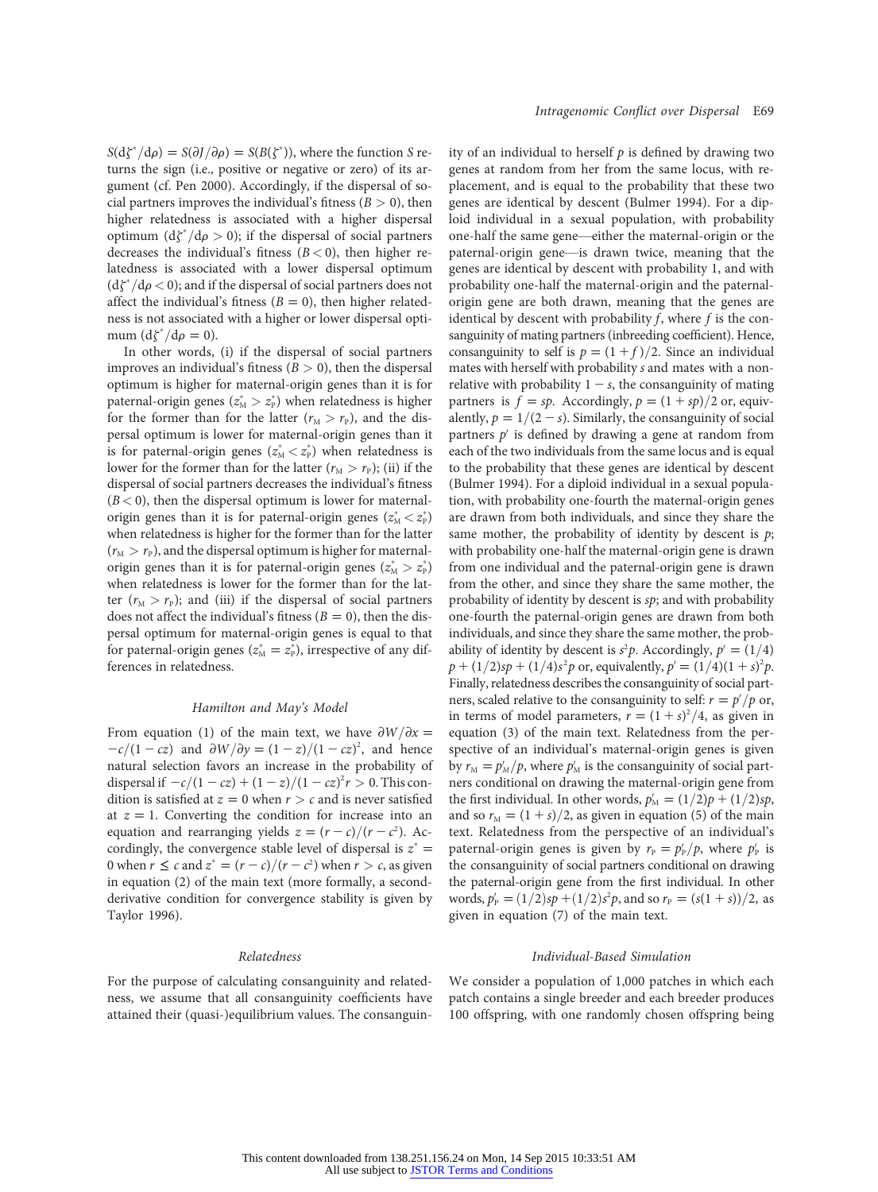$S(d\zeta^*/d\rho) = S(\partial J/\partial \rho) = S(B(\zeta^*))$, where the function $S$ returns the sign (i.e., positive or negative or zero) of its argument (cf. Pen 2000). Accordingly, if the dispersal of social partners improves the individual's fitness ($B > 0$), then higher relatedness is associated with a higher dispersal optimum ($d\zeta^*/d\rho > 0$); if the dispersal of social partners decreases the individual's fitness ($B < 0$), then higher relatedness is associated with a lower dispersal optimum ($d\zeta^*/d\rho < 0$); and if the dispersal of social partners does not affect the individual's fitness ($B = 0$), then higher relatedness is not associated with a higher or lower dispersal optimum ($d\zeta^*/d\rho = 0$).

In other words, (i) if the dispersal of social partners improves an individual's fitness ($B > 0$), then the dispersal optimum is higher for maternal-origin genes than it is for paternal-origin genes ($z_M^* > z_P^*$) when relatedness is higher for the former than for the latter ($r_M > r_P$), and the dispersal optimum is lower for maternal-origin genes than it is for paternal-origin genes ($z_M^* < z_P^*$) when relatedness is lower for the former than for the latter ($r_M > r_P$); (ii) if the dispersal of social partners decreases the individual's fitness ($B < 0$), then the dispersal optimum is lower for maternal-origin genes than it is for paternal-origin genes ($z_M^* < z_P^*$) when relatedness is higher for the former than for the latter ($r_M > r_P$), and the dispersal optimum is higher for maternal-origin genes than it is for paternal-origin genes ($z_M^* > z_P^*$) when relatedness is lower for the former than for the latter ($r_M > r_P$); and (iii) if the dispersal of social partners does not affect the individual's fitness ($B = 0$), then the dispersal optimum for maternal-origin genes is equal to that for paternal-origin genes ($z_M^* = z_P^*$), irrespective of any differences in relatedness.

### Hamilton and May's Model

From equation (1) of the main text, we have $\partial W/\partial x = -c/(1-cz)$ and $\partial W/\partial y = (1-z)/(1-cz)^2$, and hence natural selection favors an increase in the probability of dispersal if $-c/(1-cz) + (1-z)/(1-cz)^2 r > 0$. This condition is satisfied at $z = 0$ when $r > c$ and is never satisfied at $z = 1$. Converting the condition for increase into an equation and rearranging yields $z = (r-c)/(r-c^2)$. Accordingly, the convergence stable level of dispersal is $z^* = 0$ when $r \leq c$ and $z^* = (r-c)/(r-c^2)$ when $r > c$, as given in equation (2) of the main text (more formally, a second-derivative condition for convergence stability is given by Taylor 1996).

### Relatedness

For the purpose of calculating consanguinity and relatedness, we assume that all consanguinity coefficients have attained their (quasi-)equilibrium values. The consanguinity of an individual to herself $p$ is defined by drawing two genes at random from her from the same locus, with replacement, and is equal to the probability that these two genes are identical by descent (Bulmer 1994). For a diploid individual in a sexual population, with probability one-half the same gene—either the maternal-origin or the paternal-origin gene—is drawn twice, meaning that the genes are identical by descent with probability 1, and with probability one-half the maternal-origin and the paternal-origin gene are both drawn, meaning that the genes are identical by descent with probability $f$, where $f$ is the consanguinity of mating partners (inbreeding coefficient). Hence, consanguinity to self is $p = (1+f)/2$. Since an individual mates with herself with probability $s$ and mates with a nonrelative with probability $1-s$, the consanguinity of mating partners is $f = sp$. Accordingly, $p = (1+sp)/2$ or, equivalently, $p = 1/(2-s)$. Similarly, the consanguinity of social partners $p'$ is defined by drawing a gene at random from each of the two individuals from the same locus and is equal to the probability that these genes are identical by descent (Bulmer 1994). For a diploid individual in a sexual population, with probability one-fourth the maternal-origin genes are drawn from both individuals, and since they share the same mother, the probability of identity by descent is $p$; with probability one-half the maternal-origin gene is drawn from one individual and the paternal-origin gene is drawn from the other, and since they share the same mother, the probability of identity by descent is $sp$; and with probability one-fourth the paternal-origin genes are drawn from both individuals, and since they share the same mother, the probability of identity by descent is $s^2p$. Accordingly, $p' = (1/4)p + (1/2)sp + (1/4)s^2p$ or, equivalently, $p' = (1/4)(1+s)^2p$. Finally, relatedness describes the consanguinity of social partners, scaled relative to the consanguinity to self: $r = p'/p$ or, in terms of model parameters, $r = (1+s)^2/4$, as given in equation (3) of the main text. Relatedness from the perspective of an individual's maternal-origin genes is given by $r_M = p'_M/p$, where $p'_M$ is the consanguinity of social partners conditional on drawing the maternal-origin gene from the first individual. In other words, $p'_M = (1/2)p + (1/2)sp$, and so $r_M = (1+s)/2$, as given in equation (5) of the main text. Relatedness from the perspective of an individual's paternal-origin genes is given by $r_P = p'_P/p$, where $p'_P$ is the consanguinity of social partners conditional on drawing the paternal-origin gene from the first individual. In other words, $p'_P = (1/2)sp + (1/2)s^2p$, and so $r_P = (s(1+s))/2$, as given in equation (7) of the main text.

### Individual-Based Simulation

We consider a population of 1,000 patches in which each patch contains a single breeder and each breeder produces 100 offspring, with one randomly chosen offspring being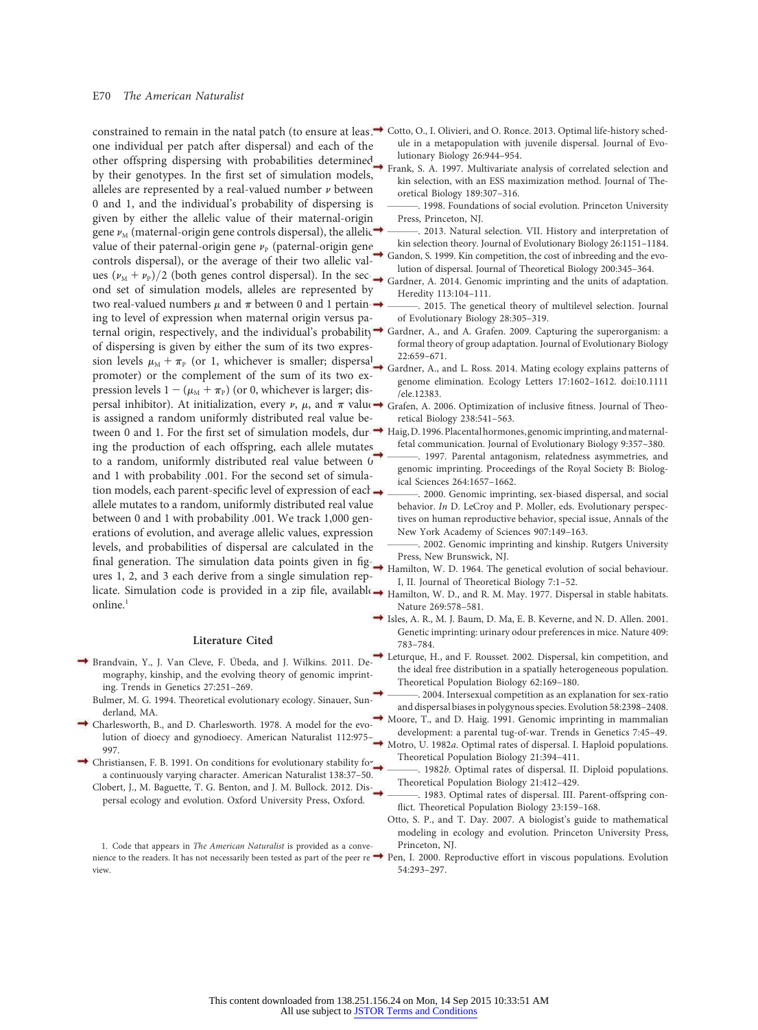constrained to remain in the natal patch (to ensure at least one individual per patch after dispersal) and each of the other offspring dispersing with probabilities determined by their genotypes. In the first set of simulation models, alleles are represented by a real-valued number $\nu$ between 0 and 1, and the individual's probability of dispersing is given by either the allelic value of their maternal-origin gene $\nu_M$ (maternal-origin gene controls dispersal), the allelic value of their paternal-origin gene $\nu_P$ (paternal-origin gene controls dispersal), or the average of their two allelic values $(\nu_M + \nu_P)/2$ (both genes control dispersal). In the second set of simulation models, alleles are represented by two real-valued numbers $\mu$ and $\pi$ between 0 and 1 pertaining to level of expression when maternal origin versus paternal origin, respectively, and the individual's probability of dispersing is given by either the sum of its two expression levels $\mu_M + \pi_P$ (or 1, whichever is smaller; dispersal promoter) or the complement of the sum of its two expression levels $1 - (\mu_M + \pi_P)$ (or 0, whichever is larger; dispersal inhibitor). At initialization, every $\nu$, $\mu$, and $\pi$ value is assigned a random uniformly distributed real value between 0 and 1. For the first set of simulation models, during the production of each offspring, each allele mutates to a random, uniformly distributed real value between 0 and 1 with probability .001. For the second set of simulation models, each parent-specific level of expression of each allele mutates to a random, uniformly distributed real value between 0 and 1 with probability .001. We track 1,000 generations of evolution, and average allelic values, expression levels, and probabilities of dispersal are calculated in the final generation. The simulation data points given in figures 1, 2, and 3 each derive from a single simulation replicate. Simulation code is provided in a zip file, available online.[1]

## Literature Cited

Brandvain, Y., J. Van Cleve, F. Úbeda, and J. Wilkins. 2011. Demography, kinship, and the evolving theory of genomic imprinting. Trends in Genetics 27:251–269.

Bulmer, M. G. 1994. Theoretical evolutionary ecology. Sinauer, Sunderland, MA.

Charlesworth, B., and D. Charlesworth. 1978. A model for the evolution of dioecy and gynodioecy. American Naturalist 112:975–997.

Christiansen, F. B. 1991. On conditions for evolutionary stability for a continuously varying character. American Naturalist 138:37–50.

Clobert, J., M. Baguette, T. G. Benton, and J. M. Bullock. 2012. Dispersal ecology and evolution. Oxford University Press, Oxford.

Cotto, O., I. Olivieri, and O. Ronce. 2013. Optimal life-history schedule in a metapopulation with juvenile dispersal. Journal of Evolutionary Biology 26:944–954.

Frank, S. A. 1997. Multivariate analysis of correlated selection and kin selection, with an ESS maximization method. Journal of Theoretical Biology 189:307–316.

———. 1998. Foundations of social evolution. Princeton University Press, Princeton, NJ.

———. 2013. Natural selection. VII. History and interpretation of kin selection theory. Journal of Evolutionary Biology 26:1151–1184.

Gandon, S. 1999. Kin competition, the cost of inbreeding and the evolution of dispersal. Journal of Theoretical Biology 200:345–364.

Gardner, A. 2014. Genomic imprinting and the units of adaptation. Heredity 113:104–111.

———. 2015. The genetical theory of multilevel selection. Journal of Evolutionary Biology 28:305–319.

Gardner, A., and A. Grafen. 2009. Capturing the superorganism: a formal theory of group adaptation. Journal of Evolutionary Biology 22:659–671.

Gardner, A., and L. Ross. 2014. Mating ecology explains patterns of genome elimination. Ecology Letters 17:1602–1612. doi:10.1111/ele.12383.

Grafen, A. 2006. Optimization of inclusive fitness. Journal of Theoretical Biology 238:541–563.

Haig, D. 1996. Placental hormones, genomic imprinting, and maternal-fetal communication. Journal of Evolutionary Biology 9:357–380.

———. 1997. Parental antagonism, relatedness asymmetries, and genomic imprinting. Proceedings of the Royal Society B: Biological Sciences 264:1657–1662.

———. 2000. Genomic imprinting, sex-biased dispersal, and social behavior. *In* D. LeCroy and P. Moller, eds. Evolutionary perspectives on human reproductive behavior, special issue, Annals of the New York Academy of Sciences 907:149–163.

———. 2002. Genomic imprinting and kinship. Rutgers University Press, New Brunswick, NJ.

Hamilton, W. D. 1964. The genetical evolution of social behaviour. I, II. Journal of Theoretical Biology 7:1–52.

Hamilton, W. D., and R. M. May. 1977. Dispersal in stable habitats. Nature 269:578–581.

Isles, A. R., M. J. Baum, D. Ma, E. B. Keverne, and N. D. Allen. 2001. Genetic imprinting: urinary odour preferences in mice. Nature 409:783–784.

Leturque, H., and F. Rousset. 2002. Dispersal, kin competition, and the ideal free distribution in a spatially heterogeneous population. Theoretical Population Biology 62:169–180.

———. 2004. Intersexual competition as an explanation for sex-ratio and dispersal biases in polygynous species. Evolution 58:2398–2408.

Moore, T., and D. Haig. 1991. Genomic imprinting in mammalian development: a parental tug-of-war. Trends in Genetics 7:45–49.

Motro, U. 1982*a*. Optimal rates of dispersal. I. Haploid populations. Theoretical Population Biology 21:394–411.

———. 1982*b*. Optimal rates of dispersal. II. Diploid populations. Theoretical Population Biology 21:412–429.

———. 1983. Optimal rates of dispersal. III. Parent-offspring conflict. Theoretical Population Biology 23:159–168.

Otto, S. P., and T. Day. 2007. A biologist's guide to mathematical modeling in ecology and evolution. Princeton University Press, Princeton, NJ.

Pen, I. 2000. Reproductive effort in viscous populations. Evolution 54:293–297.

[1] Code that appears in *The American Naturalist* is provided as a convenience to the readers. It has not necessarily been tested as part of the peer review.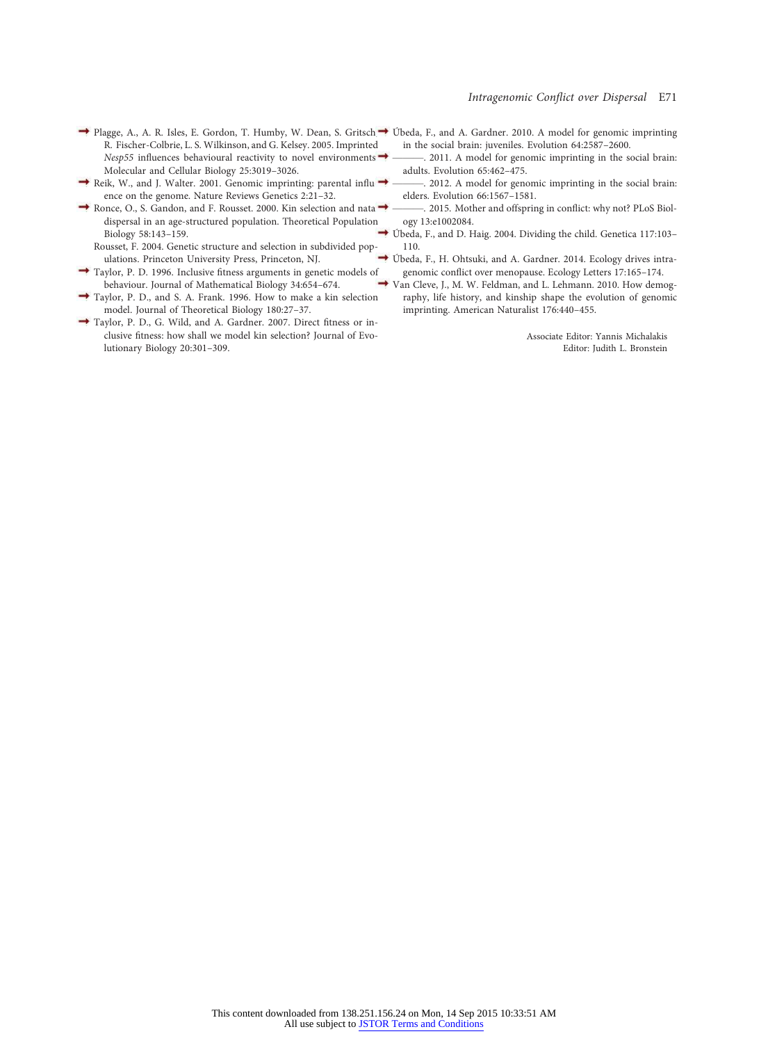Plagge, A., A. R. Isles, E. Gordon, T. Humby, W. Dean, S. Gritsch R. Fischer-Colbrie, L. S. Wilkinson, and G. Kelsey. 2005. Imprinted *Nesp55* influences behavioural reactivity to novel environments Molecular and Cellular Biology 25:3019–3026.

Reik, W., and J. Walter. 2001. Genomic imprinting: parental influence on the genome. Nature Reviews Genetics 2:21–32.

Ronce, O., S. Gandon, and F. Rousset. 2000. Kin selection and natal dispersal in an age-structured population. Theoretical Population Biology 58:143–159.

Rousset, F. 2004. Genetic structure and selection in subdivided populations. Princeton University Press, Princeton, NJ.

Taylor, P. D. 1996. Inclusive fitness arguments in genetic models of behaviour. Journal of Mathematical Biology 34:654–674.

Taylor, P. D., and S. A. Frank. 1996. How to make a kin selection model. Journal of Theoretical Biology 180:27–37.

Taylor, P. D., G. Wild, and A. Gardner. 2007. Direct fitness or inclusive fitness: how shall we model kin selection? Journal of Evolutionary Biology 20:301–309.

Úbeda, F., and A. Gardner. 2010. A model for genomic imprinting in the social brain: juveniles. Evolution 64:2587–2600.

———. 2011. A model for genomic imprinting in the social brain: adults. Evolution 65:462–475.

———. 2012. A model for genomic imprinting in the social brain: elders. Evolution 66:1567–1581.

———. 2015. Mother and offspring in conflict: why not? PLoS Biology 13:e1002084.

Úbeda, F., and D. Haig. 2004. Dividing the child. Genetica 117:103–110.

Úbeda, F., H. Ohtsuki, and A. Gardner. 2014. Ecology drives intragenomic conflict over menopause. Ecology Letters 17:165–174.

Van Cleve, J., M. W. Feldman, and L. Lehmann. 2010. How demography, life history, and kinship shape the evolution of genomic imprinting. American Naturalist 176:440–455.

Associate Editor: Yannis Michalakis
Editor: Judith L. Bronstein